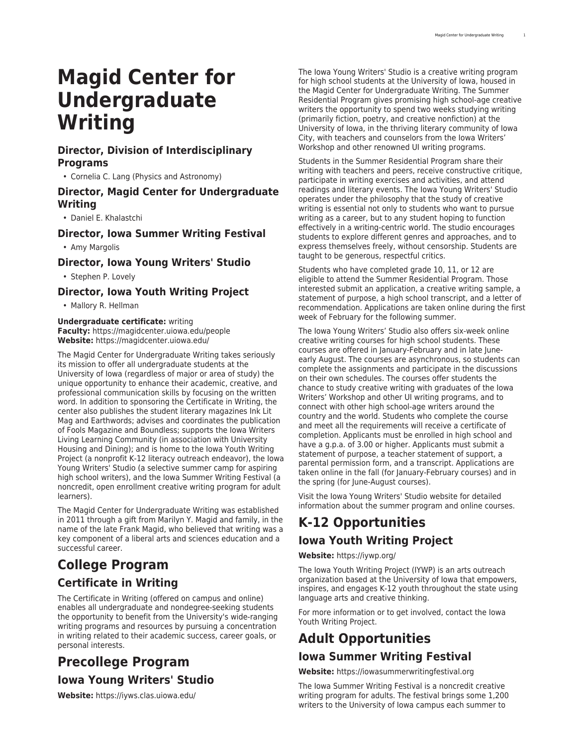# Magid Center for Undergraduate Writing

### Director, Division of Interdisciplinary Programs

- Cornelia C. Lang (Physics and Astronomy)

### Director, Magid Center for Undergraduate Writing

- Daniel E. Khalastchi

### Director, Iowa Summer Writing Festival

- Amy Margolis

### Director, Iowa Young Writers' Studio

- Stephen P. Lovely

### Director, Iowa Youth Writing Project

- Mallory R. Hellman

**Undergraduate certificate:** writing
**Faculty:** https://magidcenter.uiowa.edu/people
**Website:** https://magidcenter.uiowa.edu/

The Magid Center for Undergraduate Writing takes seriously its mission to offer all undergraduate students at the University of Iowa (regardless of major or area of study) the unique opportunity to enhance their academic, creative, and professional communication skills by focusing on the written word. In addition to sponsoring the Certificate in Writing, the center also publishes the student literary magazines Ink Lit Mag and Earthwords; advises and coordinates the publication of Fools Magazine and Boundless; supports the Iowa Writers Living Learning Community (in association with University Housing and Dining); and is home to the Iowa Youth Writing Project (a nonprofit K-12 literacy outreach endeavor), the Iowa Young Writers' Studio (a selective summer camp for aspiring high school writers), and the Iowa Summer Writing Festival (a noncredit, open enrollment creative writing program for adult learners).

The Magid Center for Undergraduate Writing was established in 2011 through a gift from Marilyn Y. Magid and family, in the name of the late Frank Magid, who believed that writing was a key component of a liberal arts and sciences education and a successful career.

## College Program

### Certificate in Writing

The Certificate in Writing (offered on campus and online) enables all undergraduate and nondegree-seeking students the opportunity to benefit from the University's wide-ranging writing programs and resources by pursuing a concentration in writing related to their academic success, career goals, or personal interests.

## Precollege Program

### Iowa Young Writers' Studio

**Website:** https://iyws.clas.uiowa.edu/

The Iowa Young Writers' Studio is a creative writing program for high school students at the University of Iowa, housed in the Magid Center for Undergraduate Writing. The Summer Residential Program gives promising high school-age creative writers the opportunity to spend two weeks studying writing (primarily fiction, poetry, and creative nonfiction) at the University of Iowa, in the thriving literary community of Iowa City, with teachers and counselors from the Iowa Writers' Workshop and other renowned UI writing programs.

Students in the Summer Residential Program share their writing with teachers and peers, receive constructive critique, participate in writing exercises and activities, and attend readings and literary events. The Iowa Young Writers' Studio operates under the philosophy that the study of creative writing is essential not only to students who want to pursue writing as a career, but to any student hoping to function effectively in a writing-centric world. The studio encourages students to explore different genres and approaches, and to express themselves freely, without censorship. Students are taught to be generous, respectful critics.

Students who have completed grade 10, 11, or 12 are eligible to attend the Summer Residential Program. Those interested submit an application, a creative writing sample, a statement of purpose, a high school transcript, and a letter of recommendation. Applications are taken online during the first week of February for the following summer.

The Iowa Young Writers' Studio also offers six-week online creative writing courses for high school students. These courses are offered in January-February and in late June-early August. The courses are asynchronous, so students can complete the assignments and participate in the discussions on their own schedules. The courses offer students the chance to study creative writing with graduates of the Iowa Writers' Workshop and other UI writing programs, and to connect with other high school-age writers around the country and the world. Students who complete the course and meet all the requirements will receive a certificate of completion. Applicants must be enrolled in high school and have a g.p.a. of 3.00 or higher. Applicants must submit a statement of purpose, a teacher statement of support, a parental permission form, and a transcript. Applications are taken online in the fall (for January-February courses) and in the spring (for June-August courses).

Visit the Iowa Young Writers' Studio website for detailed information about the summer program and online courses.

## K-12 Opportunities

### Iowa Youth Writing Project

**Website:** https://iywp.org/

The Iowa Youth Writing Project (IYWP) is an arts outreach organization based at the University of Iowa that empowers, inspires, and engages K-12 youth throughout the state using language arts and creative thinking.

For more information or to get involved, contact the Iowa Youth Writing Project.

## Adult Opportunities

### Iowa Summer Writing Festival

**Website:** https://iowasummerwritingfestival.org

The Iowa Summer Writing Festival is a noncredit creative writing program for adults. The festival brings some 1,200 writers to the University of Iowa campus each summer to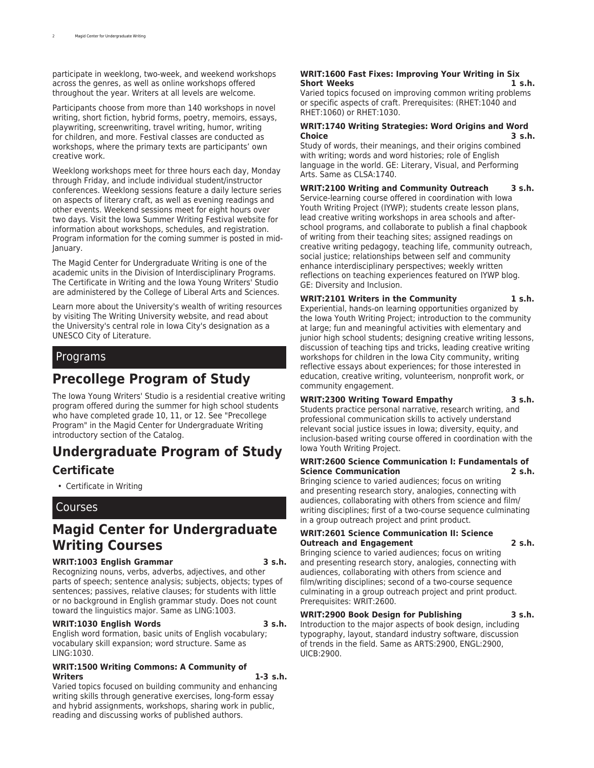participate in weeklong, two-week, and weekend workshops across the genres, as well as online workshops offered throughout the year. Writers at all levels are welcome.

Participants choose from more than 140 workshops in novel writing, short fiction, hybrid forms, poetry, memoirs, essays, playwriting, screenwriting, travel writing, humor, writing for children, and more. Festival classes are conducted as workshops, where the primary texts are participants' own creative work.

Weeklong workshops meet for three hours each day, Monday through Friday, and include individual student/instructor conferences. Weeklong sessions feature a daily lecture series on aspects of literary craft, as well as evening readings and other events. Weekend sessions meet for eight hours over two days. Visit the Iowa Summer Writing Festival website for information about workshops, schedules, and registration. Program information for the coming summer is posted in mid-January.

The Magid Center for Undergraduate Writing is one of the academic units in the Division of Interdisciplinary Programs. The Certificate in Writing and the Iowa Young Writers' Studio are administered by the College of Liberal Arts and Sciences.

Learn more about the University's wealth of writing resources by visiting The Writing University website, and read about the University's central role in Iowa City's designation as a UNESCO City of Literature.

## Programs

# Precollege Program of Study

The Iowa Young Writers' Studio is a residential creative writing program offered during the summer for high school students who have completed grade 10, 11, or 12. See "Precollege Program" in the Magid Center for Undergraduate Writing introductory section of the Catalog.

# Undergraduate Program of Study

## Certificate

- Certificate in Writing

## Courses

# Magid Center for Undergraduate Writing Courses

**WRIT:1003 English Grammar 3 s.h.**
Recognizing nouns, verbs, adverbs, adjectives, and other parts of speech; sentence analysis; subjects, objects; types of sentences; passives, relative clauses; for students with little or no background in English grammar study. Does not count toward the linguistics major. Same as LING:1003.

**WRIT:1030 English Words 3 s.h.**
English word formation, basic units of English vocabulary; vocabulary skill expansion; word structure. Same as LING:1030.

**WRIT:1500 Writing Commons: A Community of Writers 1-3 s.h.**
Varied topics focused on building community and enhancing writing skills through generative exercises, long-form essay and hybrid assignments, workshops, sharing work in public, reading and discussing works of published authors.

**WRIT:1600 Fast Fixes: Improving Your Writing in Six Short Weeks 1 s.h.**
Varied topics focused on improving common writing problems or specific aspects of craft. Prerequisites: (RHET:1040 and RHET:1060) or RHET:1030.

**WRIT:1740 Writing Strategies: Word Origins and Word Choice 3 s.h.**
Study of words, their meanings, and their origins combined with writing; words and word histories; role of English language in the world. GE: Literary, Visual, and Performing Arts. Same as CLSA:1740.

**WRIT:2100 Writing and Community Outreach 3 s.h.**
Service-learning course offered in coordination with Iowa Youth Writing Project (IYWP); students create lesson plans, lead creative writing workshops in area schools and after-school programs, and collaborate to publish a final chapbook of writing from their teaching sites; assigned readings on creative writing pedagogy, teaching life, community outreach, social justice; relationships between self and community enhance interdisciplinary perspectives; weekly written reflections on teaching experiences featured on IYWP blog. GE: Diversity and Inclusion.

**WRIT:2101 Writers in the Community 1 s.h.**
Experiential, hands-on learning opportunities organized by the Iowa Youth Writing Project; introduction to the community at large; fun and meaningful activities with elementary and junior high school students; designing creative writing lessons, discussion of teaching tips and tricks, leading creative writing workshops for children in the Iowa City community, writing reflective essays about experiences; for those interested in education, creative writing, volunteerism, nonprofit work, or community engagement.

**WRIT:2300 Writing Toward Empathy 3 s.h.**
Students practice personal narrative, research writing, and professional communication skills to actively understand relevant social justice issues in Iowa; diversity, equity, and inclusion-based writing course offered in coordination with the Iowa Youth Writing Project.

**WRIT:2600 Science Communication I: Fundamentals of Science Communication 2 s.h.**
Bringing science to varied audiences; focus on writing and presenting research story, analogies, connecting with audiences, collaborating with others from science and film/writing disciplines; first of a two-course sequence culminating in a group outreach project and print product.

**WRIT:2601 Science Communication II: Science Outreach and Engagement 2 s.h.**
Bringing science to varied audiences; focus on writing and presenting research story, analogies, connecting with audiences, collaborating with others from science and film/writing disciplines; second of a two-course sequence culminating in a group outreach project and print product. Prerequisites: WRIT:2600.

**WRIT:2900 Book Design for Publishing 3 s.h.**
Introduction to the major aspects of book design, including typography, layout, standard industry software, discussion of trends in the field. Same as ARTS:2900, ENGL:2900, UICB:2900.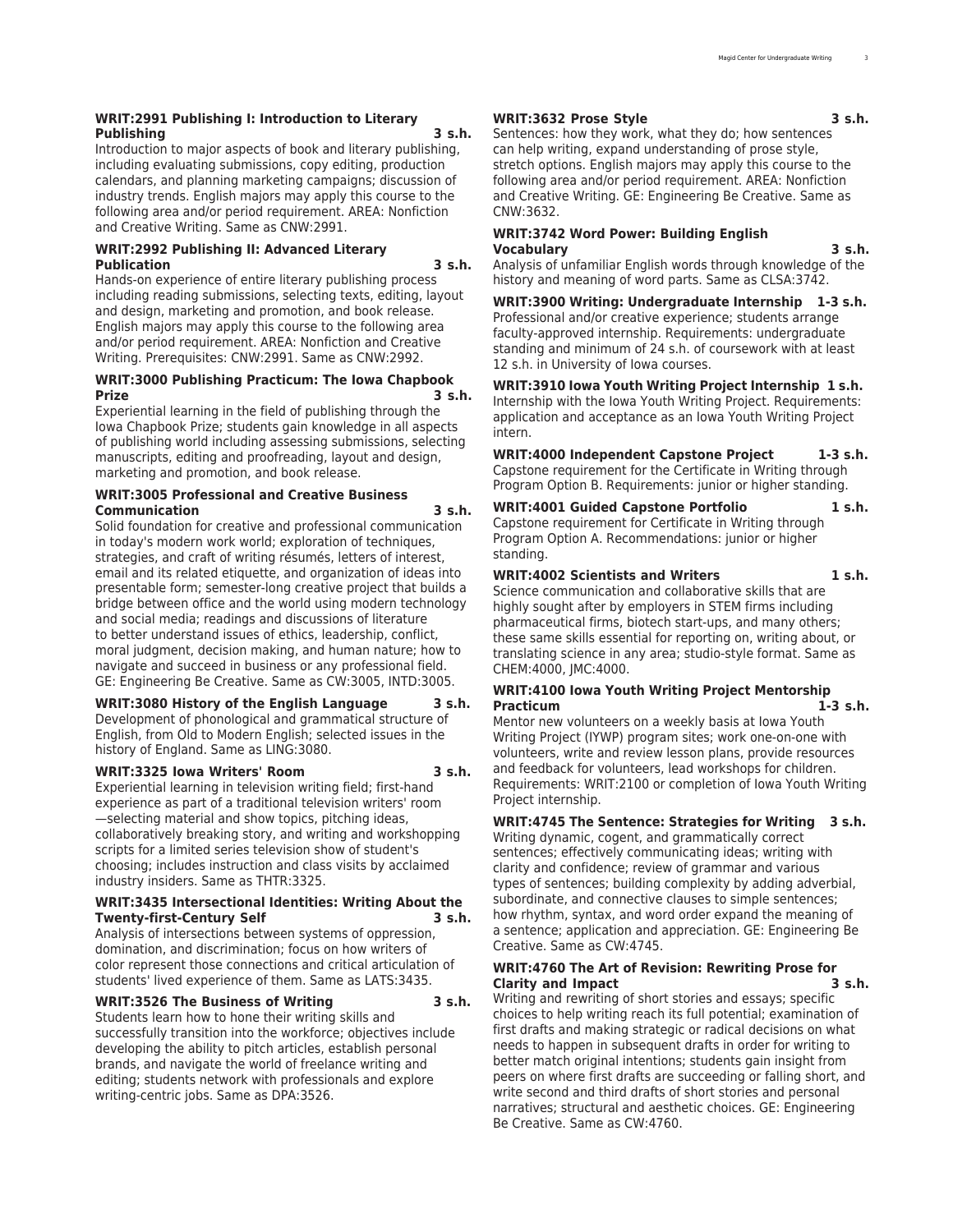**WRIT:2991 Publishing I: Introduction to Literary Publishing 3 s.h.**
Introduction to major aspects of book and literary publishing, including evaluating submissions, copy editing, production calendars, and planning marketing campaigns; discussion of industry trends. English majors may apply this course to the following area and/or period requirement. AREA: Nonfiction and Creative Writing. Same as CNW:2991.

**WRIT:2992 Publishing II: Advanced Literary Publication 3 s.h.**
Hands-on experience of entire literary publishing process including reading submissions, selecting texts, editing, layout and design, marketing and promotion, and book release. English majors may apply this course to the following area and/or period requirement. AREA: Nonfiction and Creative Writing. Prerequisites: CNW:2991. Same as CNW:2992.

**WRIT:3000 Publishing Practicum: The Iowa Chapbook Prize 3 s.h.**
Experiential learning in the field of publishing through the Iowa Chapbook Prize; students gain knowledge in all aspects of publishing world including assessing submissions, selecting manuscripts, editing and proofreading, layout and design, marketing and promotion, and book release.

**WRIT:3005 Professional and Creative Business Communication 3 s.h.**
Solid foundation for creative and professional communication in today's modern work world; exploration of techniques, strategies, and craft of writing résumés, letters of interest, email and its related etiquette, and organization of ideas into presentable form; semester-long creative project that builds a bridge between office and the world using modern technology and social media; readings and discussions of literature to better understand issues of ethics, leadership, conflict, moral judgment, decision making, and human nature; how to navigate and succeed in business or any professional field. GE: Engineering Be Creative. Same as CW:3005, INTD:3005.

**WRIT:3080 History of the English Language 3 s.h.**
Development of phonological and grammatical structure of English, from Old to Modern English; selected issues in the history of England. Same as LING:3080.

**WRIT:3325 Iowa Writers' Room 3 s.h.**
Experiential learning in television writing field; first-hand experience as part of a traditional television writers' room —selecting material and show topics, pitching ideas, collaboratively breaking story, and writing and workshopping scripts for a limited series television show of student's choosing; includes instruction and class visits by acclaimed industry insiders. Same as THTR:3325.

**WRIT:3435 Intersectional Identities: Writing About the Twenty-first-Century Self 3 s.h.**
Analysis of intersections between systems of oppression, domination, and discrimination; focus on how writers of color represent those connections and critical articulation of students' lived experience of them. Same as LATS:3435.

**WRIT:3526 The Business of Writing 3 s.h.**
Students learn how to hone their writing skills and successfully transition into the workforce; objectives include developing the ability to pitch articles, establish personal brands, and navigate the world of freelance writing and editing; students network with professionals and explore writing-centric jobs. Same as DPA:3526.

**WRIT:3632 Prose Style 3 s.h.**
Sentences: how they work, what they do; how sentences can help writing, expand understanding of prose style, stretch options. English majors may apply this course to the following area and/or period requirement. AREA: Nonfiction and Creative Writing. GE: Engineering Be Creative. Same as CNW:3632.

**WRIT:3742 Word Power: Building English Vocabulary 3 s.h.**
Analysis of unfamiliar English words through knowledge of the history and meaning of word parts. Same as CLSA:3742.

**WRIT:3900 Writing: Undergraduate Internship 1-3 s.h.**
Professional and/or creative experience; students arrange faculty-approved internship. Requirements: undergraduate standing and minimum of 24 s.h. of coursework with at least 12 s.h. in University of Iowa courses.

**WRIT:3910 Iowa Youth Writing Project Internship 1 s.h.**
Internship with the Iowa Youth Writing Project. Requirements: application and acceptance as an Iowa Youth Writing Project intern.

**WRIT:4000 Independent Capstone Project 1-3 s.h.**
Capstone requirement for the Certificate in Writing through Program Option B. Requirements: junior or higher standing.

**WRIT:4001 Guided Capstone Portfolio 1 s.h.**
Capstone requirement for Certificate in Writing through Program Option A. Recommendations: junior or higher standing.

**WRIT:4002 Scientists and Writers 1 s.h.**
Science communication and collaborative skills that are highly sought after by employers in STEM firms including pharmaceutical firms, biotech start-ups, and many others; these same skills essential for reporting on, writing about, or translating science in any area; studio-style format. Same as CHEM:4000, JMC:4000.

**WRIT:4100 Iowa Youth Writing Project Mentorship Practicum 1-3 s.h.**
Mentor new volunteers on a weekly basis at Iowa Youth Writing Project (IYWP) program sites; work one-on-one with volunteers, write and review lesson plans, provide resources and feedback for volunteers, lead workshops for children. Requirements: WRIT:2100 or completion of Iowa Youth Writing Project internship.

**WRIT:4745 The Sentence: Strategies for Writing 3 s.h.**
Writing dynamic, cogent, and grammatically correct sentences; effectively communicating ideas; writing with clarity and confidence; review of grammar and various types of sentences; building complexity by adding adverbial, subordinate, and connective clauses to simple sentences; how rhythm, syntax, and word order expand the meaning of a sentence; application and appreciation. GE: Engineering Be Creative. Same as CW:4745.

**WRIT:4760 The Art of Revision: Rewriting Prose for Clarity and Impact 3 s.h.**
Writing and rewriting of short stories and essays; specific choices to help writing reach its full potential; examination of first drafts and making strategic or radical decisions on what needs to happen in subsequent drafts in order for writing to better match original intentions; students gain insight from peers on where first drafts are succeeding or falling short, and write second and third drafts of short stories and personal narratives; structural and aesthetic choices. GE: Engineering Be Creative. Same as CW:4760.